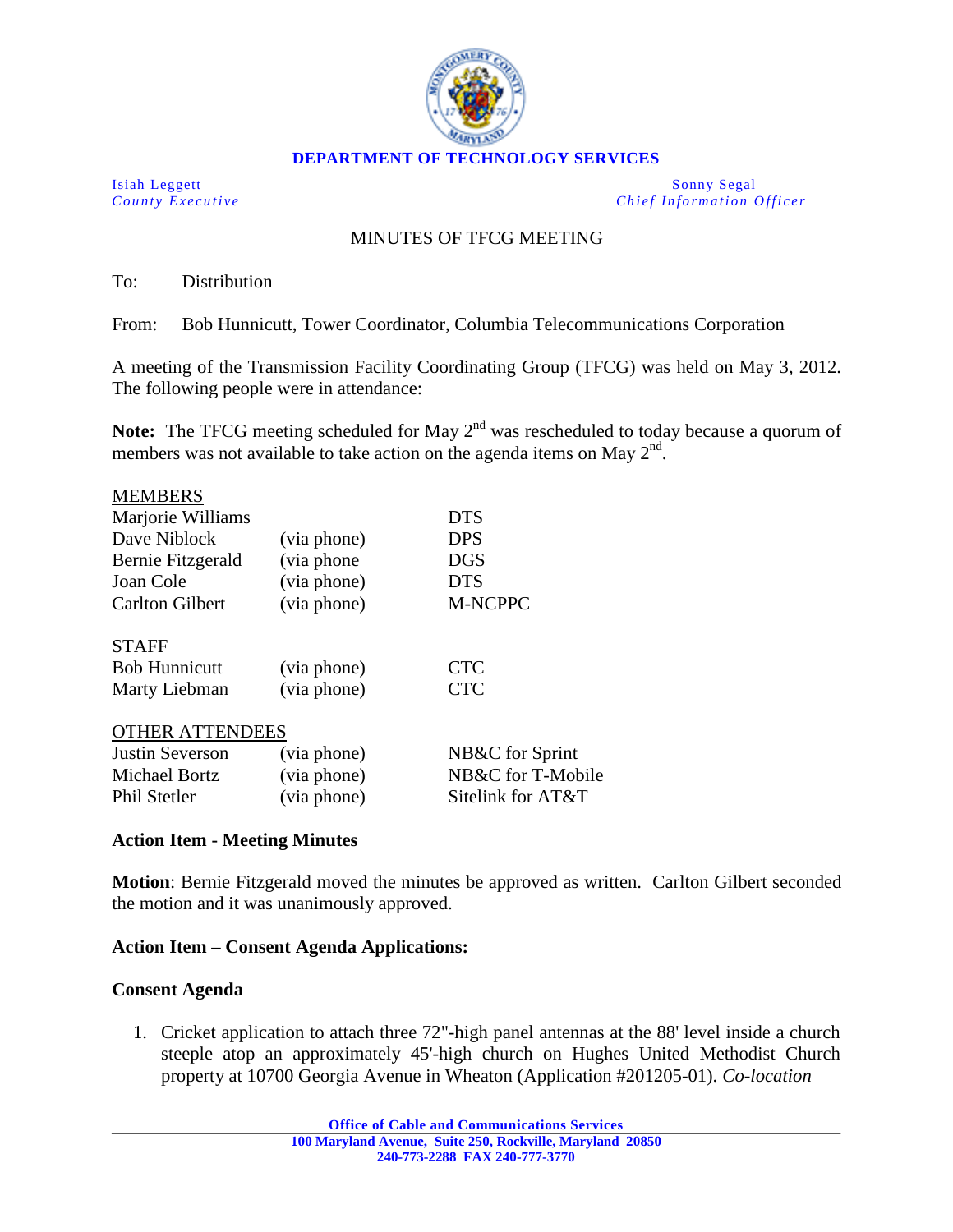**DEPARTMENT OF TECHNOLOGY SERVICES**

Isiah Leggett
*County Executive*

Sonny Segal
*Chief Information Officer*

MINUTES OF TFCG MEETING

To: Distribution

From: Bob Hunnicutt, Tower Coordinator, Columbia Telecommunications Corporation

A meeting of the Transmission Facility Coordinating Group (TFCG) was held on May 3, 2012. The following people were in attendance:

**Note:** The TFCG meeting scheduled for May 2nd was rescheduled to today because a quorum of members was not available to take action on the agenda items on May 2nd.

MEMBERS

| | | |
|---|---|---|
| Marjorie Williams | | DTS |
| Dave Niblock | (via phone) | DPS |
| Bernie Fitzgerald | (via phone | DGS |
| Joan Cole | (via phone) | DTS |
| Carlton Gilbert | (via phone) | M-NCPPC |

STAFF

| | | |
|---|---|---|
| Bob Hunnicutt | (via phone) | CTC |
| Marty Liebman | (via phone) | CTC |

OTHER ATTENDEES

| | | |
|---|---|---|
| Justin Severson | (via phone) | NB&C for Sprint |
| Michael Bortz | (via phone) | NB&C for T-Mobile |
| Phil Stetler | (via phone) | Sitelink for AT&T |

**Action Item - Meeting Minutes**

**Motion**: Bernie Fitzgerald moved the minutes be approved as written. Carlton Gilbert seconded the motion and it was unanimously approved.

**Action Item – Consent Agenda Applications:**

**Consent Agenda**

1. Cricket application to attach three 72"-high panel antennas at the 88' level inside a church steeple atop an approximately 45'-high church on Hughes United Methodist Church property at 10700 Georgia Avenue in Wheaton (Application #201205-01). *Co-location*

Office of Cable and Communications Services
100 Maryland Avenue, Suite 250, Rockville, Maryland 20850
240-773-2288 FAX 240-777-3770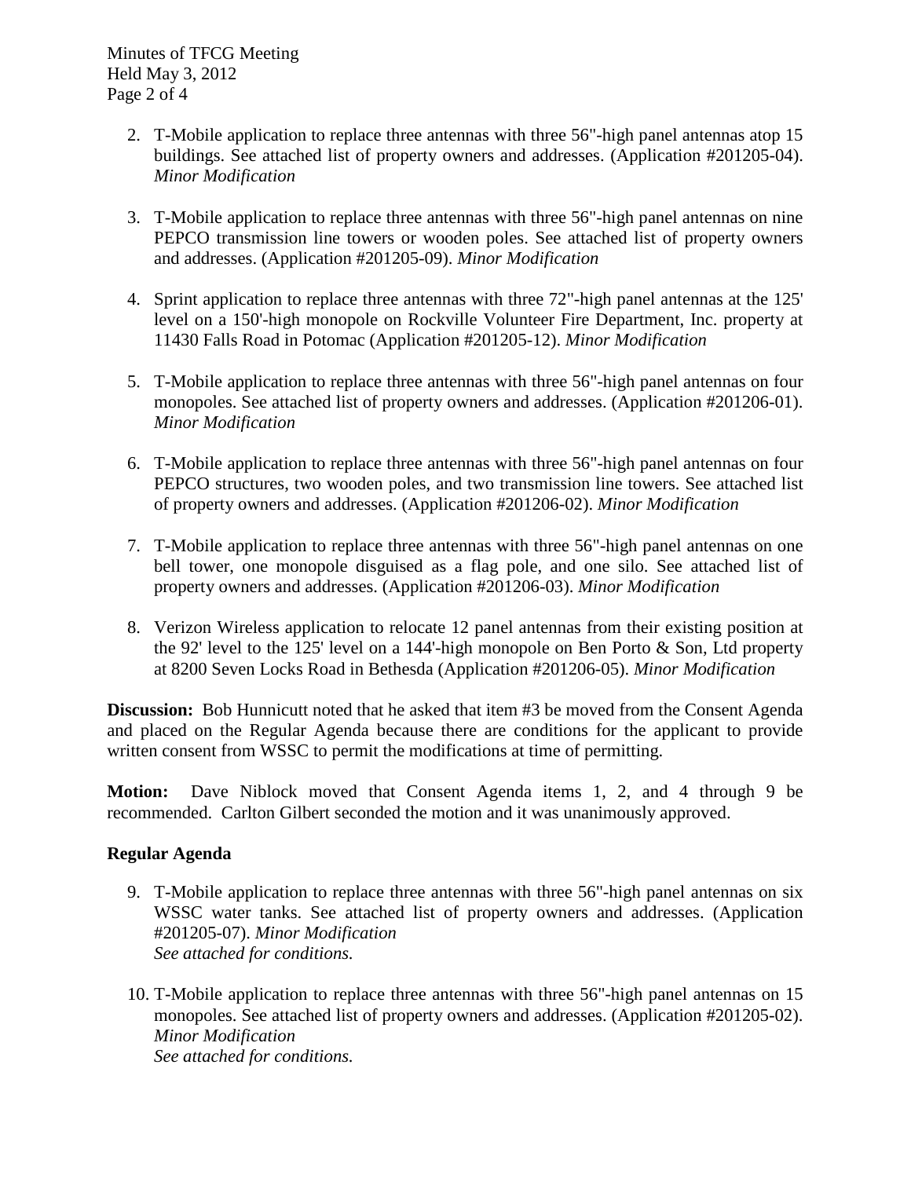2. T-Mobile application to replace three antennas with three 56"-high panel antennas atop 15 buildings. See attached list of property owners and addresses. (Application #201205-04). *Minor Modification*

3. T-Mobile application to replace three antennas with three 56"-high panel antennas on nine PEPCO transmission line towers or wooden poles. See attached list of property owners and addresses. (Application #201205-09). *Minor Modification*

4. Sprint application to replace three antennas with three 72"-high panel antennas at the 125' level on a 150'-high monopole on Rockville Volunteer Fire Department, Inc. property at 11430 Falls Road in Potomac (Application #201205-12). *Minor Modification*

5. T-Mobile application to replace three antennas with three 56"-high panel antennas on four monopoles. See attached list of property owners and addresses. (Application #201206-01). *Minor Modification*

6. T-Mobile application to replace three antennas with three 56"-high panel antennas on four PEPCO structures, two wooden poles, and two transmission line towers. See attached list of property owners and addresses. (Application #201206-02). *Minor Modification*

7. T-Mobile application to replace three antennas with three 56"-high panel antennas on one bell tower, one monopole disguised as a flag pole, and one silo. See attached list of property owners and addresses. (Application #201206-03). *Minor Modification*

8. Verizon Wireless application to relocate 12 panel antennas from their existing position at the 92' level to the 125' level on a 144'-high monopole on Ben Porto & Son, Ltd property at 8200 Seven Locks Road in Bethesda (Application #201206-05). *Minor Modification*

**Discussion:** Bob Hunnicutt noted that he asked that item #3 be moved from the Consent Agenda and placed on the Regular Agenda because there are conditions for the applicant to provide written consent from WSSC to permit the modifications at time of permitting.

**Motion:** Dave Niblock moved that Consent Agenda items 1, 2, and 4 through 9 be recommended. Carlton Gilbert seconded the motion and it was unanimously approved.

**Regular Agenda**

9. T-Mobile application to replace three antennas with three 56"-high panel antennas on six WSSC water tanks. See attached list of property owners and addresses. (Application #201205-07). *Minor Modification*
   *See attached for conditions.*

10. T-Mobile application to replace three antennas with three 56"-high panel antennas on 15 monopoles. See attached list of property owners and addresses. (Application #201205-02). *Minor Modification*
    *See attached for conditions.*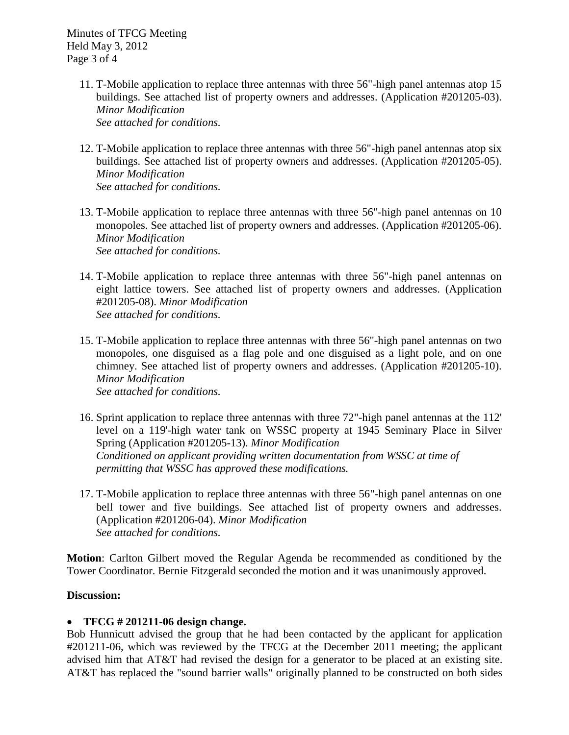11. T-Mobile application to replace three antennas with three 56"-high panel antennas atop 15 buildings. See attached list of property owners and addresses. (Application #201205-03). *Minor Modification*
    *See attached for conditions.*

12. T-Mobile application to replace three antennas with three 56"-high panel antennas atop six buildings. See attached list of property owners and addresses. (Application #201205-05). *Minor Modification*
    *See attached for conditions.*

13. T-Mobile application to replace three antennas with three 56"-high panel antennas on 10 monopoles. See attached list of property owners and addresses. (Application #201205-06). *Minor Modification*
    *See attached for conditions.*

14. T-Mobile application to replace three antennas with three 56"-high panel antennas on eight lattice towers. See attached list of property owners and addresses. (Application #201205-08). *Minor Modification*
    *See attached for conditions.*

15. T-Mobile application to replace three antennas with three 56"-high panel antennas on two monopoles, one disguised as a flag pole and one disguised as a light pole, and on one chimney. See attached list of property owners and addresses. (Application #201205-10). *Minor Modification*
    *See attached for conditions.*

16. Sprint application to replace three antennas with three 72"-high panel antennas at the 112' level on a 119'-high water tank on WSSC property at 1945 Seminary Place in Silver Spring (Application #201205-13). *Minor Modification*
    *Conditioned on applicant providing written documentation from WSSC at time of permitting that WSSC has approved these modifications.*

17. T-Mobile application to replace three antennas with three 56"-high panel antennas on one bell tower and five buildings. See attached list of property owners and addresses. (Application #201206-04). *Minor Modification*
    *See attached for conditions.*

**Motion**: Carlton Gilbert moved the Regular Agenda be recommended as conditioned by the Tower Coordinator. Bernie Fitzgerald seconded the motion and it was unanimously approved.

**Discussion:**

- **TFCG # 201211-06 design change.**

Bob Hunnicutt advised the group that he had been contacted by the applicant for application #201211-06, which was reviewed by the TFCG at the December 2011 meeting; the applicant advised him that AT&T had revised the design for a generator to be placed at an existing site. AT&T has replaced the "sound barrier walls" originally planned to be constructed on both sides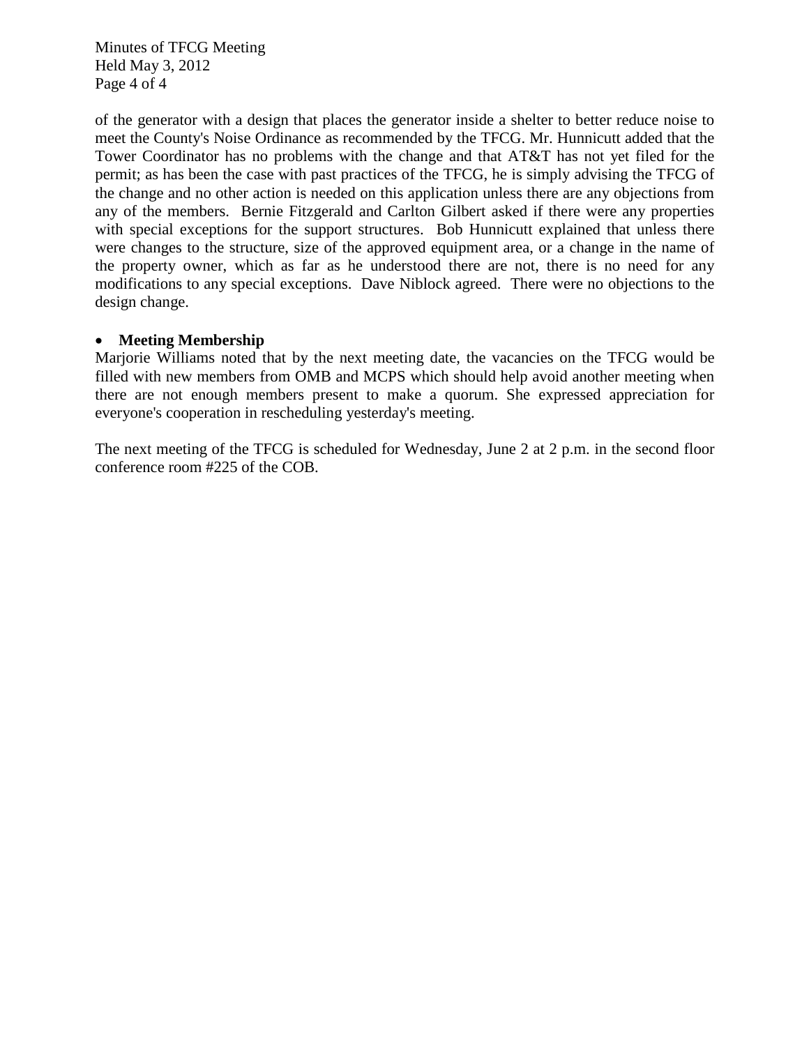of the generator with a design that places the generator inside a shelter to better reduce noise to meet the County's Noise Ordinance as recommended by the TFCG. Mr. Hunnicutt added that the Tower Coordinator has no problems with the change and that AT&T has not yet filed for the permit; as has been the case with past practices of the TFCG, he is simply advising the TFCG of the change and no other action is needed on this application unless there are any objections from any of the members. Bernie Fitzgerald and Carlton Gilbert asked if there were any properties with special exceptions for the support structures. Bob Hunnicutt explained that unless there were changes to the structure, size of the approved equipment area, or a change in the name of the property owner, which as far as he understood there are not, there is no need for any modifications to any special exceptions. Dave Niblock agreed. There were no objections to the design change.

- **Meeting Membership**

Marjorie Williams noted that by the next meeting date, the vacancies on the TFCG would be filled with new members from OMB and MCPS which should help avoid another meeting when there are not enough members present to make a quorum. She expressed appreciation for everyone's cooperation in rescheduling yesterday's meeting.

The next meeting of the TFCG is scheduled for Wednesday, June 2 at 2 p.m. in the second floor conference room #225 of the COB.